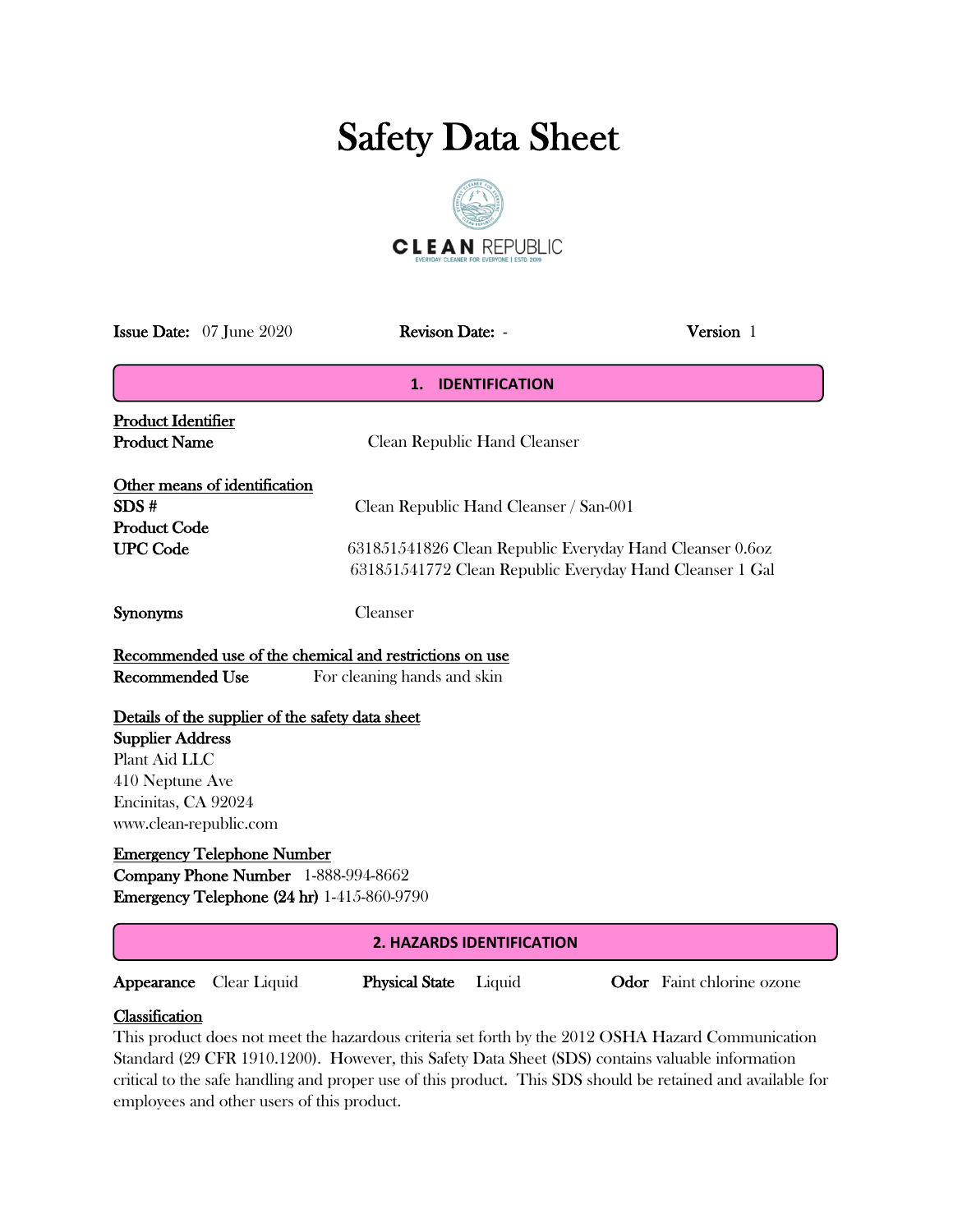# Safety Data Sheet

CLEAN REPUBLIC
EVERYDAY CLEANER FOR EVERYONE | ESTD. 2019

**Issue Date:** 07 June 2020 **Revison Date:** - **Version** 1

## 1. IDENTIFICATION

**Product Identifier**

**Product Name** Clean Republic Hand Cleanser

**Other means of identification**

**SDS #** Clean Republic Hand Cleanser / San-001

**Product Code**

**UPC Code** 631851541826 Clean Republic Everyday Hand Cleanser 0.6oz
631851541772 Clean Republic Everyday Hand Cleanser 1 Gal

**Synonyms** Cleanser

**Recommended use of the chemical and restrictions on use**

**Recommended Use** For cleaning hands and skin

**Details of the supplier of the safety data sheet**

**Supplier Address**
Plant Aid LLC
410 Neptune Ave
Encinitas, CA 92024
www.clean-republic.com

**Emergency Telephone Number**

**Company Phone Number** 1-888-994-8662
**Emergency Telephone (24 hr)** 1-415-860-9790

## 2. HAZARDS IDENTIFICATION

**Appearance** Clear Liquid **Physical State** Liquid **Odor** Faint chlorine ozone

**Classification**

This product does not meet the hazardous criteria set forth by the 2012 OSHA Hazard Communication Standard (29 CFR 1910.1200). However, this Safety Data Sheet (SDS) contains valuable information critical to the safe handling and proper use of this product. This SDS should be retained and available for employees and other users of this product.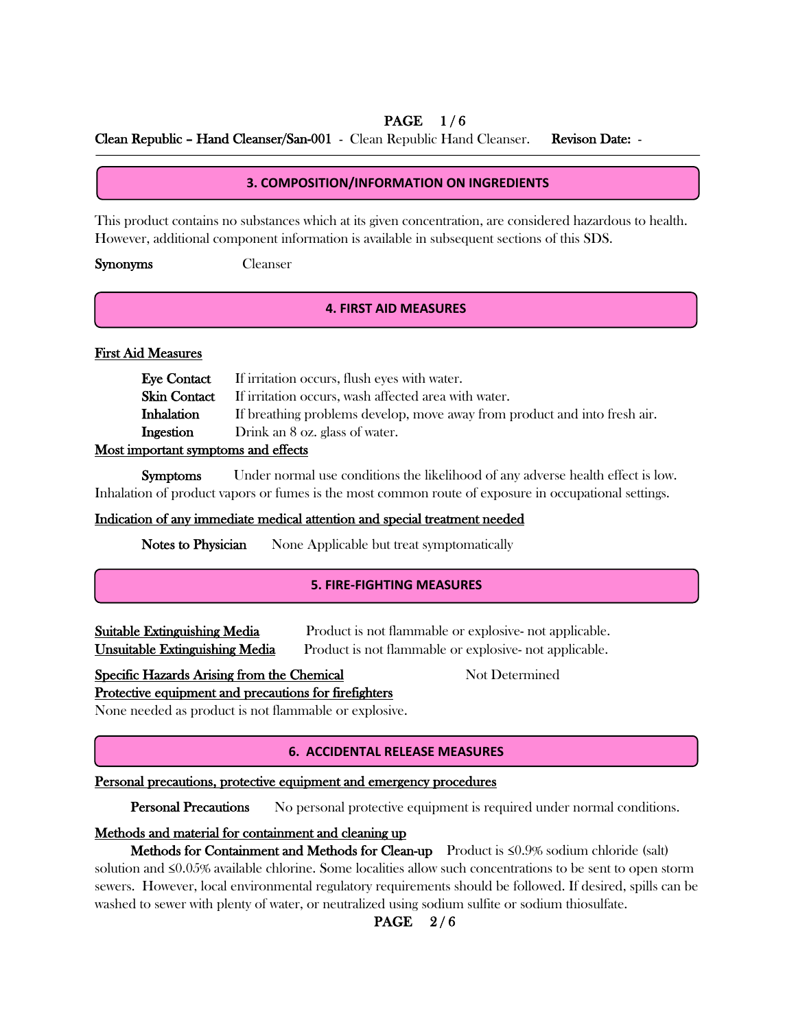## 3. COMPOSITION/INFORMATION ON INGREDIENTS

This product contains no substances which at its given concentration, are considered hazardous to health. However, additional component information is available in subsequent sections of this SDS.

**Synonyms** Cleanser

## 4. FIRST AID MEASURES

**First Aid Measures**

**Eye Contact** If irritation occurs, flush eyes with water.
**Skin Contact** If irritation occurs, wash affected area with water.
**Inhalation** If breathing problems develop, move away from product and into fresh air.
**Ingestion** Drink an 8 oz. glass of water.

**Most important symptoms and effects**

**Symptoms** Under normal use conditions the likelihood of any adverse health effect is low. Inhalation of product vapors or fumes is the most common route of exposure in occupational settings.

**Indication of any immediate medical attention and special treatment needed**

**Notes to Physician** None Applicable but treat symptomatically

## 5. FIRE-FIGHTING MEASURES

**Suitable Extinguishing Media** Product is not flammable or explosive- not applicable.
**Unsuitable Extinguishing Media** Product is not flammable or explosive- not applicable.

**Specific Hazards Arising from the Chemical** Not Determined
**Protective equipment and precautions for firefighters**
None needed as product is not flammable or explosive.

## 6. ACCIDENTAL RELEASE MEASURES

**Personal precautions, protective equipment and emergency procedures**

**Personal Precautions** No personal protective equipment is required under normal conditions.

**Methods and material for containment and cleaning up**

**Methods for Containment and Methods for Clean-up** Product is ≤0.9% sodium chloride (salt) solution and ≤0.05% available chlorine. Some localities allow such concentrations to be sent to open storm sewers. However, local environmental regulatory requirements should be followed. If desired, spills can be washed to sewer with plenty of water, or neutralized using sodium sulfite or sodium thiosulfate.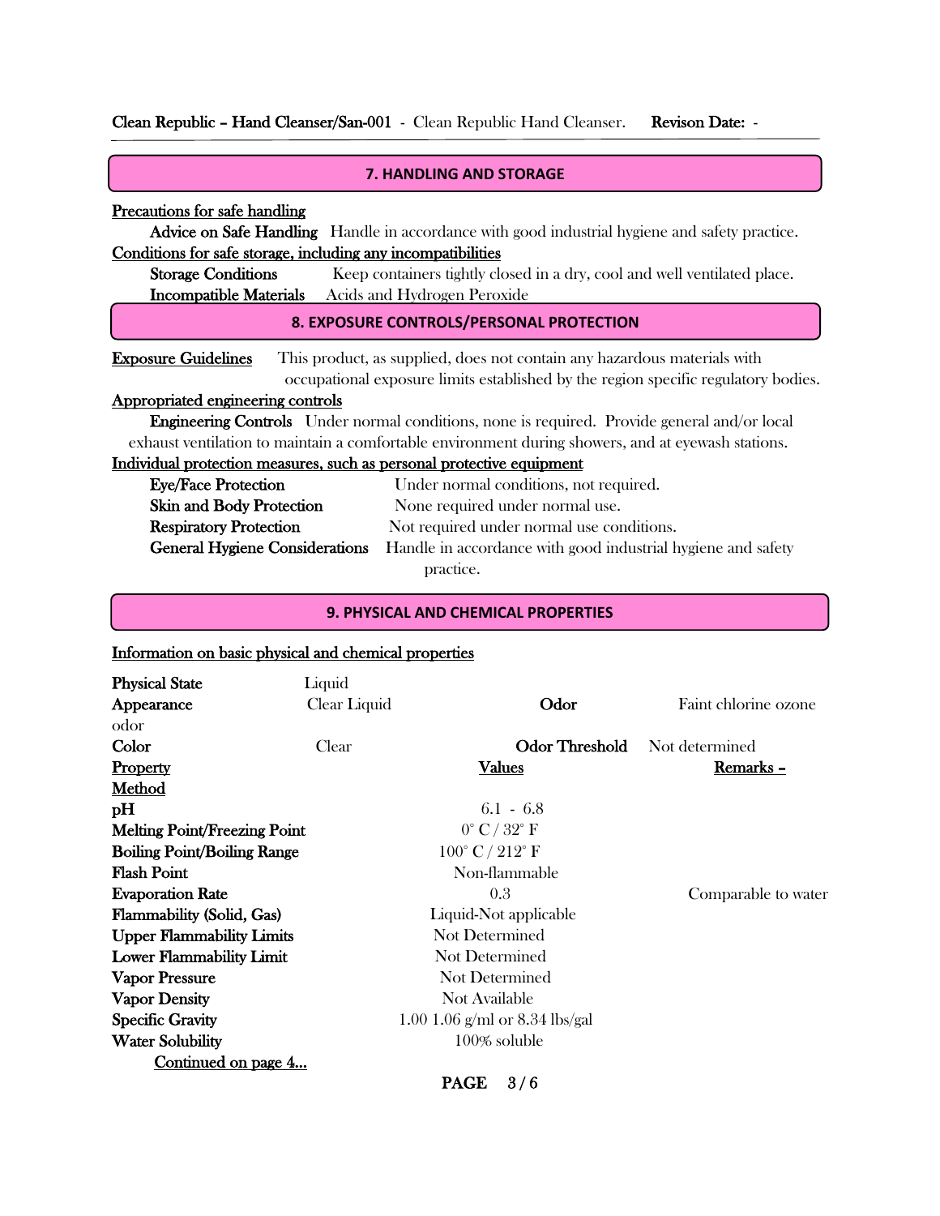## 7. HANDLING AND STORAGE

**Precautions for safe handling**

**Advice on Safe Handling** Handle in accordance with good industrial hygiene and safety practice.

**Conditions for safe storage, including any incompatibilities**

**Storage Conditions** Keep containers tightly closed in a dry, cool and well ventilated place.

**Incompatible Materials** Acids and Hydrogen Peroxide

## 8. EXPOSURE CONTROLS/PERSONAL PROTECTION

**Exposure Guidelines** This product, as supplied, does not contain any hazardous materials with occupational exposure limits established by the region specific regulatory bodies.

**Appropriated engineering controls**

**Engineering Controls** Under normal conditions, none is required. Provide general and/or local exhaust ventilation to maintain a comfortable environment during showers, and at eyewash stations.

**Individual protection measures, such as personal protective equipment**

**Eye/Face Protection** Under normal conditions, not required.

**Skin and Body Protection** None required under normal use.

**Respiratory Protection** Not required under normal use conditions.

**General Hygiene Considerations** Handle in accordance with good industrial hygiene and safety practice.

## 9. PHYSICAL AND CHEMICAL PROPERTIES

**Information on basic physical and chemical properties**

**Physical State** Liquid

**Appearance** Clear Liquid **Odor** Faint chlorine ozone odor

**Color** Clear **Odor Threshold** Not determined

| Property | Values | Remarks – Method |
|---|---|---|
| pH | 6.1 - 6.8 | |
| Melting Point/Freezing Point | 0° C / 32° F | |
| Boiling Point/Boiling Range | 100° C / 212° F | |
| Flash Point | Non-flammable | |
| Evaporation Rate | 0.3 | Comparable to water |
| Flammability (Solid, Gas) | Liquid-Not applicable | |
| Upper Flammability Limits | Not Determined | |
| Lower Flammability Limit | Not Determined | |
| Vapor Pressure | Not Determined | |
| Vapor Density | Not Available | |
| Specific Gravity | 1.00 1.06 g/ml or 8.34 lbs/gal | |
| Water Solubility | 100% soluble | |

Continued on page 4...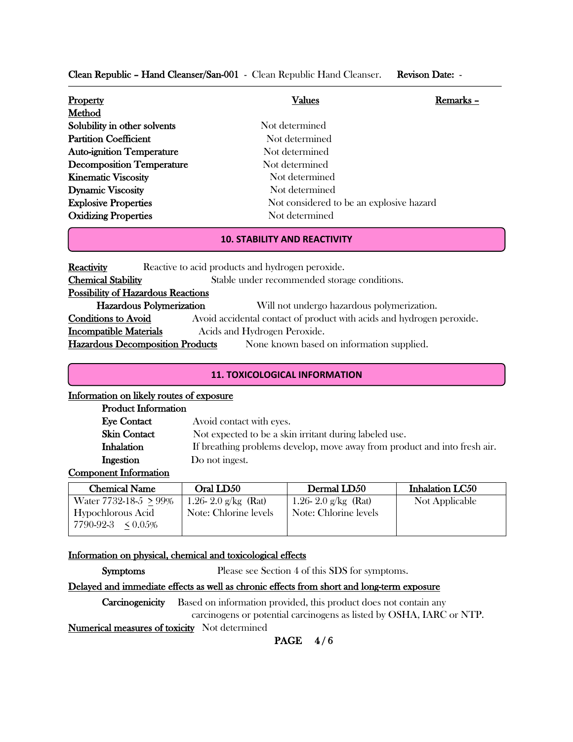| Property | Values | Remarks – Method |
| --- | --- | --- |
| Solubility in other solvents | Not determined | |
| Partition Coefficient | Not determined | |
| Auto-ignition Temperature | Not determined | |
| Decomposition Temperature | Not determined | |
| Kinematic Viscosity | Not determined | |
| Dynamic Viscosity | Not determined | |
| Explosive Properties | Not considered to be an explosive hazard | |
| Oxidizing Properties | Not determined | |

## 10. STABILITY AND REACTIVITY

**Reactivity** Reactive to acid products and hydrogen peroxide.

**Chemical Stability** Stable under recommended storage conditions.

**Possibility of Hazardous Reactions**

**Hazardous Polymerization** Will not undergo hazardous polymerization.

**Conditions to Avoid** Avoid accidental contact of product with acids and hydrogen peroxide.

**Incompatible Materials** Acids and Hydrogen Peroxide.

**Hazardous Decomposition Products** None known based on information supplied.

## 11. TOXICOLOGICAL INFORMATION

**Information on likely routes of exposure**

**Product Information**

**Eye Contact** Avoid contact with eyes.

**Skin Contact** Not expected to be a skin irritant during labeled use.

**Inhalation** If breathing problems develop, move away from product and into fresh air.

**Ingestion** Do not ingest.

**Component Information**

| Chemical Name | Oral LD50 | Dermal LD50 | Inhalation LC50 |
| --- | --- | --- | --- |
| Water 7732-18-5 $\geq$ 99% Hypochlorous Acid 7790-92-3 $\leq$ 0.05% | 1.26- 2.0 g/kg (Rat) Note: Chlorine levels | 1.26- 2.0 g/kg (Rat) Note: Chlorine levels | Not Applicable |

**Information on physical, chemical and toxicological effects**

**Symptoms** Please see Section 4 of this SDS for symptoms.

**Delayed and immediate effects as well as chronic effects from short and long-term exposure**

**Carcinogenicity** Based on information provided, this product does not contain any carcinogens or potential carcinogens as listed by OSHA, IARC or NTP.

**Numerical measures of toxicity** Not determined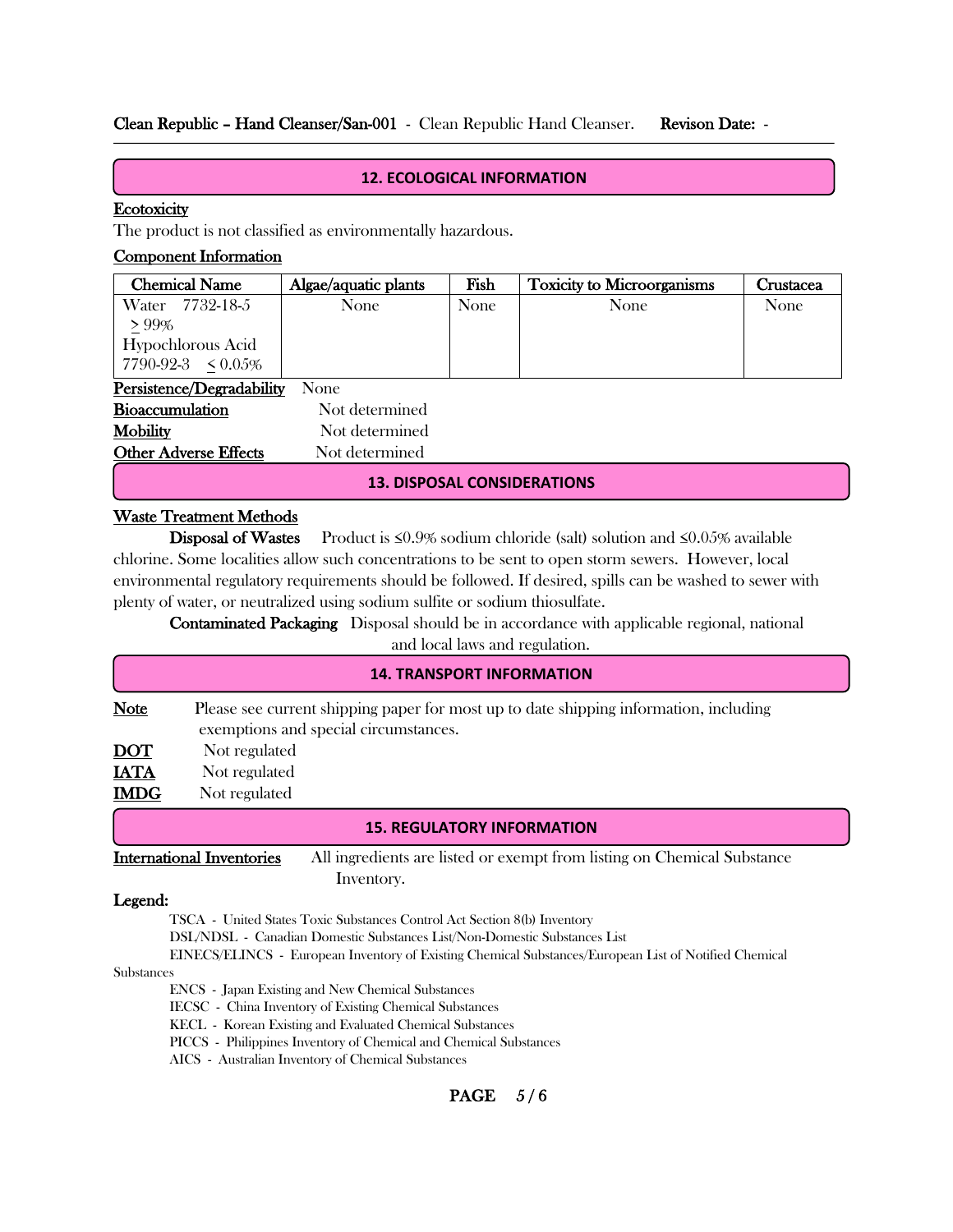## 12. ECOLOGICAL INFORMATION

**Ecotoxicity**

The product is not classified as environmentally hazardous.

**Component Information**

| Chemical Name | Algae/aquatic plants | Fish | Toxicity to Microorganisms | Crustacea |
|---|---|---|---|---|
| Water 7732-18-5 ≥ 99% Hypochlorous Acid 7790-92-3 ≤ 0.05% | None | None | None | None |

**Persistence/Degradability** None

**Bioaccumulation** Not determined

**Mobility** Not determined

**Other Adverse Effects** Not determined

## 13. DISPOSAL CONSIDERATIONS

**Waste Treatment Methods**

**Disposal of Wastes** Product is ≤0.9% sodium chloride (salt) solution and ≤0.05% available chlorine. Some localities allow such concentrations to be sent to open storm sewers. However, local environmental regulatory requirements should be followed. If desired, spills can be washed to sewer with plenty of water, or neutralized using sodium sulfite or sodium thiosulfate.

**Contaminated Packaging** Disposal should be in accordance with applicable regional, national and local laws and regulation.

## 14. TRANSPORT INFORMATION

**Note** Please see current shipping paper for most up to date shipping information, including exemptions and special circumstances.

**DOT** Not regulated

**IATA** Not regulated

**IMDG** Not regulated

## 15. REGULATORY INFORMATION

**International Inventories** All ingredients are listed or exempt from listing on Chemical Substance Inventory.

**Legend:**

TSCA - United States Toxic Substances Control Act Section 8(b) Inventory

DSL/NDSL - Canadian Domestic Substances List/Non-Domestic Substances List

EINECS/ELINCS - European Inventory of Existing Chemical Substances/European List of Notified Chemical Substances

ENCS - Japan Existing and New Chemical Substances

IECSC - China Inventory of Existing Chemical Substances

KECL - Korean Existing and Evaluated Chemical Substances

PICCS - Philippines Inventory of Chemical and Chemical Substances

AICS - Australian Inventory of Chemical Substances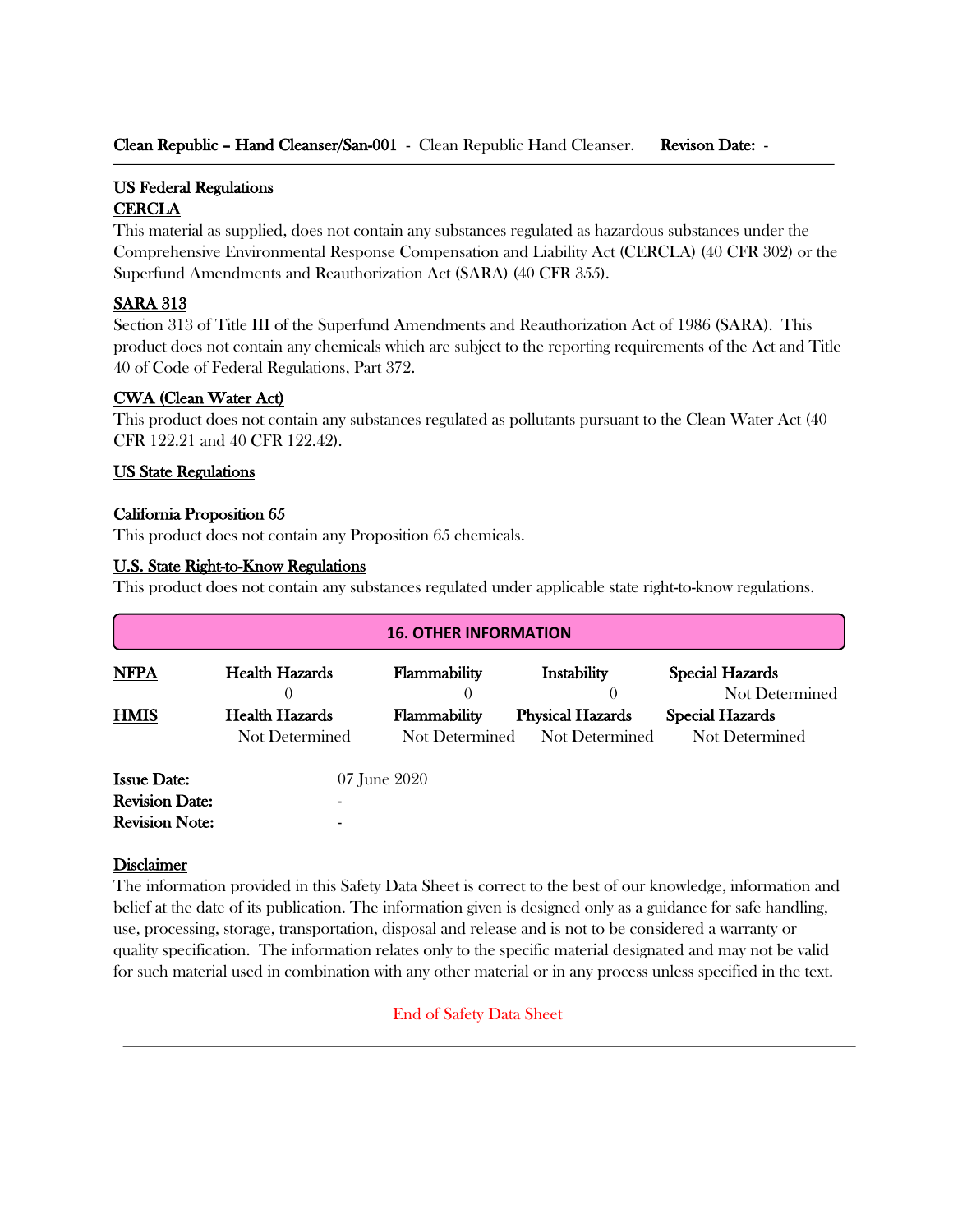## US Federal Regulations

### CERCLA

This material as supplied, does not contain any substances regulated as hazardous substances under the Comprehensive Environmental Response Compensation and Liability Act (CERCLA) (40 CFR 302) or the Superfund Amendments and Reauthorization Act (SARA) (40 CFR 355).

### SARA 313

Section 313 of Title III of the Superfund Amendments and Reauthorization Act of 1986 (SARA). This product does not contain any chemicals which are subject to the reporting requirements of the Act and Title 40 of Code of Federal Regulations, Part 372.

### CWA (Clean Water Act)

This product does not contain any substances regulated as pollutants pursuant to the Clean Water Act (40 CFR 122.21 and 40 CFR 122.42).

## US State Regulations

### California Proposition 65

This product does not contain any Proposition 65 chemicals.

### U.S. State Right-to-Know Regulations

This product does not contain any substances regulated under applicable state right-to-know regulations.

## 16. OTHER INFORMATION

| | | | | |
|---|---|---|---|---|
| **NFPA** | **Health Hazards** | **Flammability** | **Instability** | **Special Hazards** |
| | 0 | 0 | 0 | Not Determined |
| **HMIS** | **Health Hazards** | **Flammability** | **Physical Hazards** | **Special Hazards** |
| | Not Determined | Not Determined | Not Determined | Not Determined |

| | |
|---|---|
| **Issue Date:** | 07 June 2020 |
| **Revision Date:** | - |
| **Revision Note:** | - |

### Disclaimer

The information provided in this Safety Data Sheet is correct to the best of our knowledge, information and belief at the date of its publication. The information given is designed only as a guidance for safe handling, use, processing, storage, transportation, disposal and release and is not to be considered a warranty or quality specification. The information relates only to the specific material designated and may not be valid for such material used in combination with any other material or in any process unless specified in the text.

End of Safety Data Sheet